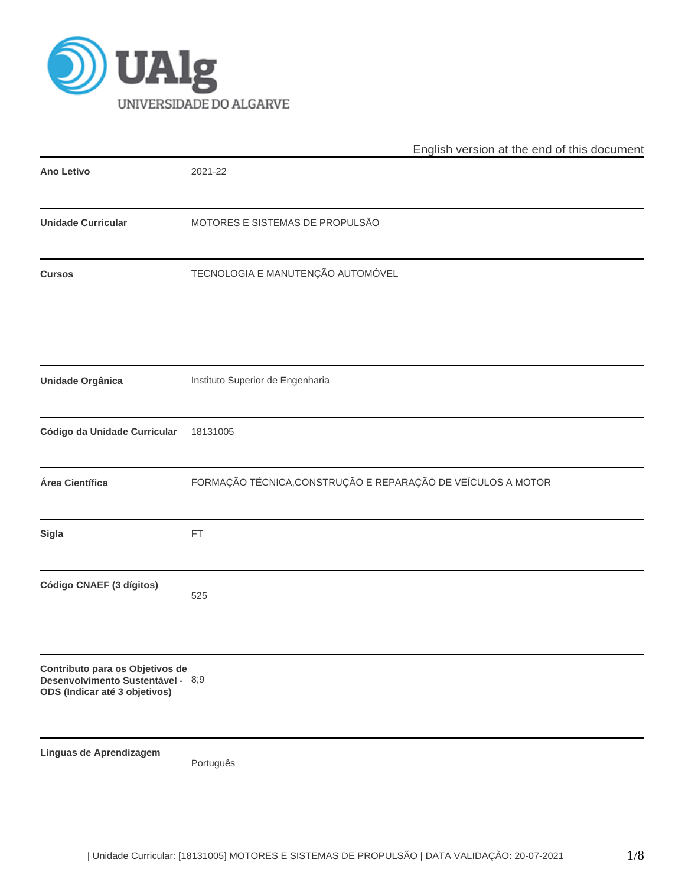English version at the end of this document

| | |
|---|---|
| **Ano Letivo** | 2021-22 |
| **Unidade Curricular** | MOTORES E SISTEMAS DE PROPULSÃO |
| **Cursos** | TECNOLOGIA E MANUTENÇÃO AUTOMÓVEL |
| **Unidade Orgânica** | Instituto Superior de Engenharia |
| **Código da Unidade Curricular** | 18131005 |
| **Área Científica** | FORMAÇÃO TÉCNICA,CONSTRUÇÃO E REPARAÇÃO DE VEÍCULOS A MOTOR |
| **Sigla** | FT |
| **Código CNAEF (3 dígitos)** | 525 |
| **Contributo para os Objetivos de Desenvolvimento Sustentável - ODS (Indicar até 3 objetivos)** | 8;9 |
| **Línguas de Aprendizagem** | Português |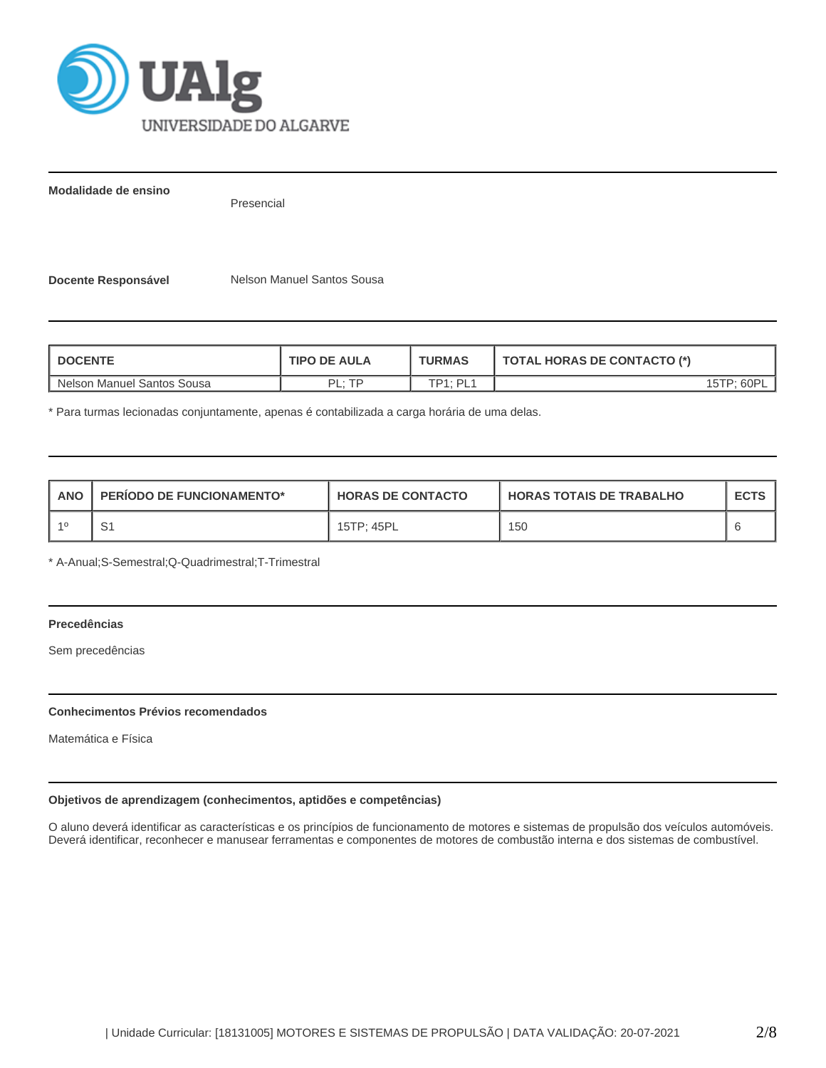**Modalidade de ensino** Presencial

**Docente Responsável** Nelson Manuel Santos Sousa

| DOCENTE | TIPO DE AULA | TURMAS | TOTAL HORAS DE CONTACTO (*) |
|---|---|---|---|
| Nelson Manuel Santos Sousa | PL; TP | TP1; PL1 | 15TP; 60PL |

* Para turmas lecionadas conjuntamente, apenas é contabilizada a carga horária de uma delas.

| ANO | PERÍODO DE FUNCIONAMENTO* | HORAS DE CONTACTO | HORAS TOTAIS DE TRABALHO | ECTS |
|---|---|---|---|---|
| 1º | S1 | 15TP; 45PL | 150 | 6 |

* A-Anual;S-Semestral;Q-Quadrimestral;T-Trimestral

**Precedências**

Sem precedências

**Conhecimentos Prévios recomendados**

Matemática e Física

**Objetivos de aprendizagem (conhecimentos, aptidões e competências)**

O aluno deverá identificar as características e os princípios de funcionamento de motores e sistemas de propulsão dos veículos automóveis. Deverá identificar, reconhecer e manusear ferramentas e componentes de motores de combustão interna e dos sistemas de combustível.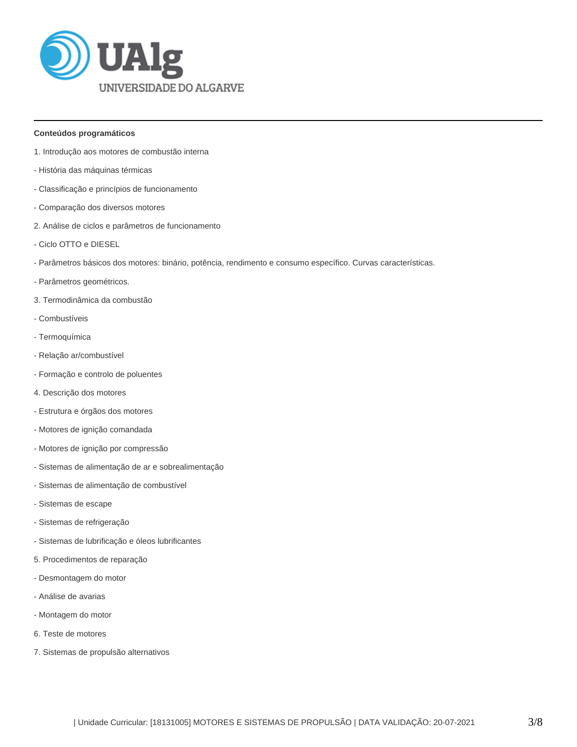**Conteúdos programáticos**

1. Introdução aos motores de combustão interna

- História das máquinas térmicas

- Classificação e princípios de funcionamento

- Comparação dos diversos motores

2. Análise de ciclos e parâmetros de funcionamento

- Ciclo OTTO e DIESEL

- Parâmetros básicos dos motores: binário, potência, rendimento e consumo específico. Curvas características.

- Parâmetros geométricos.

3. Termodinâmica da combustão

- Combustíveis

- Termoquímica

- Relação ar/combustível

- Formação e controlo de poluentes

4. Descrição dos motores

- Estrutura e órgãos dos motores

- Motores de ignição comandada

- Motores de ignição por compressão

- Sistemas de alimentação de ar e sobrealimentação

- Sistemas de alimentação de combustível

- Sistemas de escape

- Sistemas de refrigeração

- Sistemas de lubrificação e óleos lubrificantes

5. Procedimentos de reparação

- Desmontagem do motor

- Análise de avarias

- Montagem do motor

6. Teste de motores

7. Sistemas de propulsão alternativos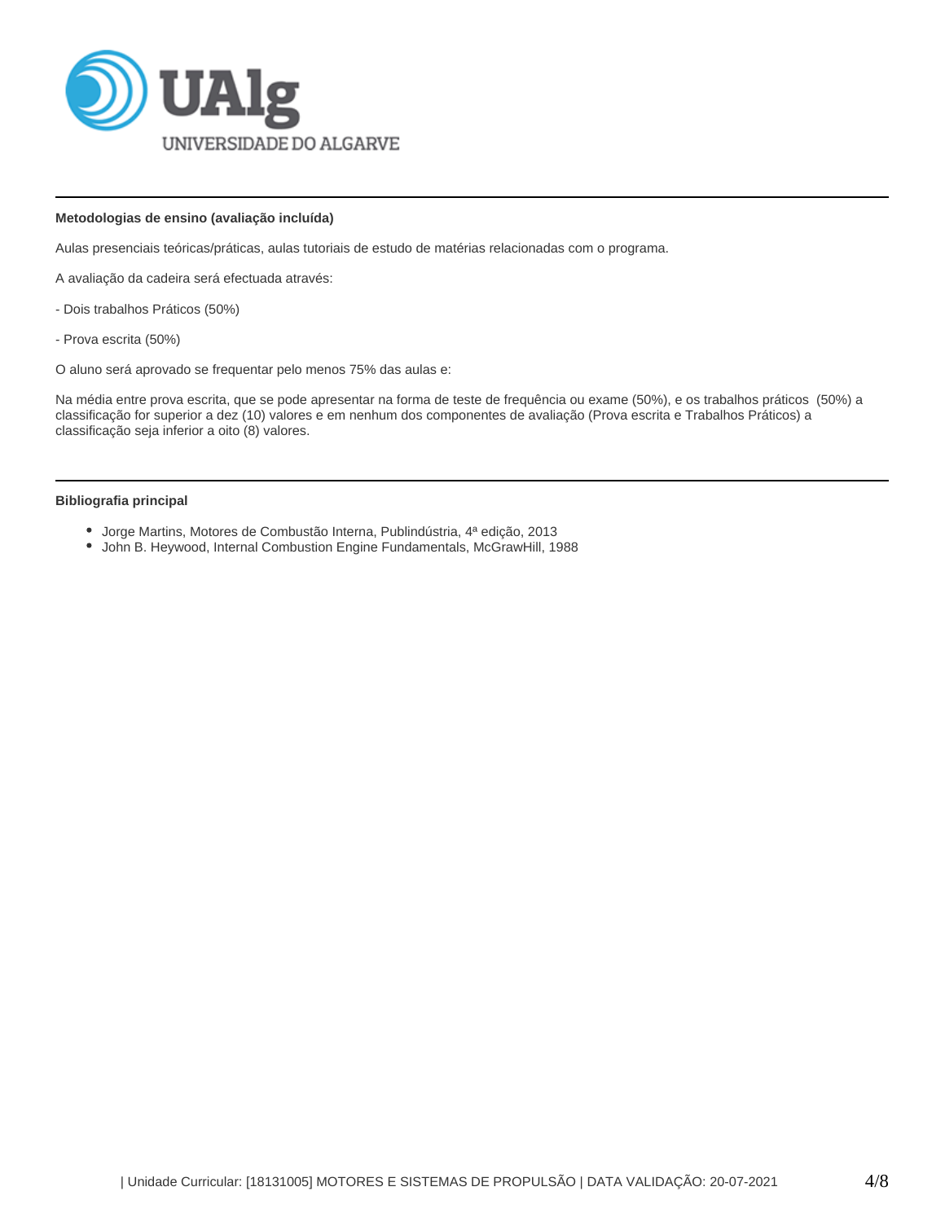**Metodologias de ensino (avaliação incluída)**

Aulas presenciais teóricas/práticas, aulas tutoriais de estudo de matérias relacionadas com o programa.

A avaliação da cadeira será efectuada através:

- Dois trabalhos Práticos (50%)

- Prova escrita (50%)

O aluno será aprovado se frequentar pelo menos 75% das aulas e:

Na média entre prova escrita, que se pode apresentar na forma de teste de frequência ou exame (50%), e os trabalhos práticos (50%) a classificação for superior a dez (10) valores e em nenhum dos componentes de avaliação (Prova escrita e Trabalhos Práticos) a classificação seja inferior a oito (8) valores.

**Bibliografia principal**

- Jorge Martins, Motores de Combustão Interna, Publindústria, 4ª edição, 2013
- John B. Heywood, Internal Combustion Engine Fundamentals, McGrawHill, 1988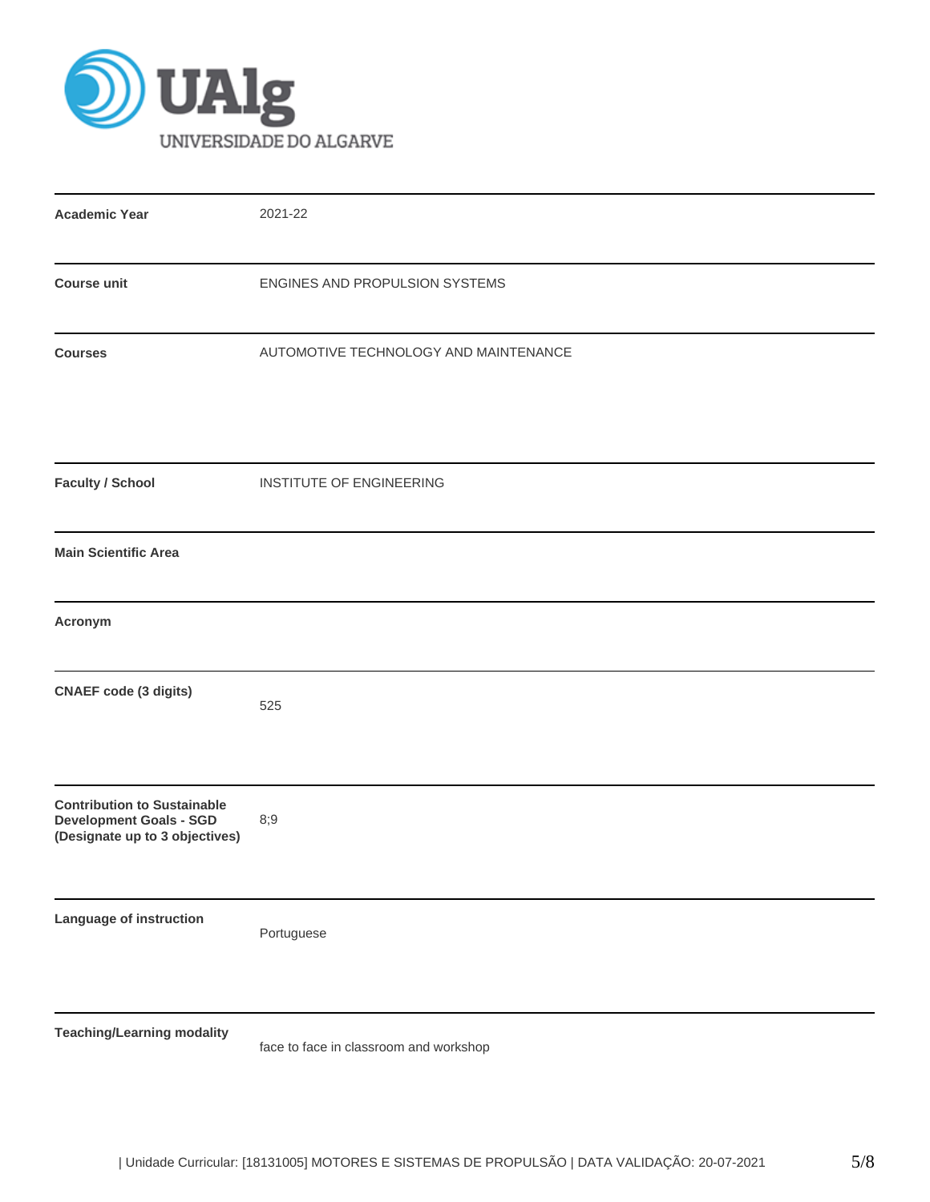| | |
|---|---|
| **Academic Year** | 2021-22 |
| **Course unit** | ENGINES AND PROPULSION SYSTEMS |
| **Courses** | AUTOMOTIVE TECHNOLOGY AND MAINTENANCE |
| **Faculty / School** | INSTITUTE OF ENGINEERING |
| **Main Scientific Area** | |
| **Acronym** | |
| **CNAEF code (3 digits)** | 525 |
| **Contribution to Sustainable Development Goals - SGD (Designate up to 3 objectives)** | 8;9 |
| **Language of instruction** | Portuguese |
| **Teaching/Learning modality** | face to face in classroom and workshop |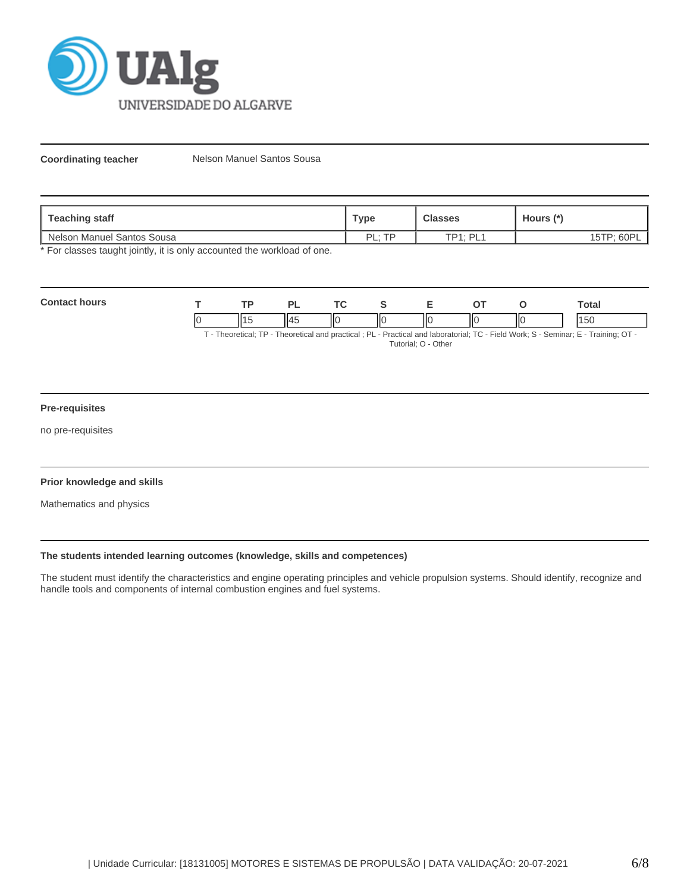**Coordinating teacher** Nelson Manuel Santos Sousa

| Teaching staff | Type | Classes | Hours (*) |
|---|---|---|---|
| Nelson Manuel Santos Sousa | PL; TP | TP1; PL1 | 15TP; 60PL |

* For classes taught jointly, it is only accounted the workload of one.

**Contact hours**

| T | TP | PL | TC | S | E | OT | O | Total |
|---|---|---|---|---|---|---|---|---|
| 0 | 15 | 45 | 0 | 0 | 0 | 0 | 0 | 150 |

T - Theoretical; TP - Theoretical and practical ; PL - Practical and laboratorial; TC - Field Work; S - Seminar; E - Training; OT - Tutorial; O - Other

**Pre-requisites**

no pre-requisites

**Prior knowledge and skills**

Mathematics and physics

**The students intended learning outcomes (knowledge, skills and competences)**

The student must identify the characteristics and engine operating principles and vehicle propulsion systems. Should identify, recognize and handle tools and components of internal combustion engines and fuel systems.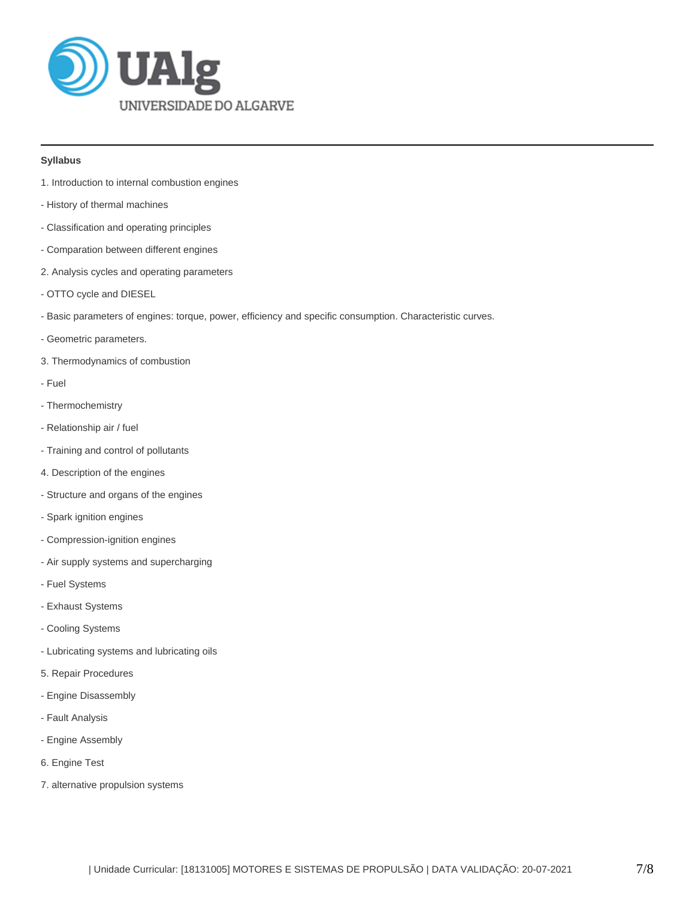**Syllabus**

1. Introduction to internal combustion engines

- History of thermal machines

- Classification and operating principles

- Comparation between different engines

2. Analysis cycles and operating parameters

- OTTO cycle and DIESEL

- Basic parameters of engines: torque, power, efficiency and specific consumption. Characteristic curves.

- Geometric parameters.

3. Thermodynamics of combustion

- Fuel

- Thermochemistry

- Relationship air / fuel

- Training and control of pollutants

4. Description of the engines

- Structure and organs of the engines

- Spark ignition engines

- Compression-ignition engines

- Air supply systems and supercharging

- Fuel Systems

- Exhaust Systems

- Cooling Systems

- Lubricating systems and lubricating oils

5. Repair Procedures

- Engine Disassembly

- Fault Analysis

- Engine Assembly

6. Engine Test

7. alternative propulsion systems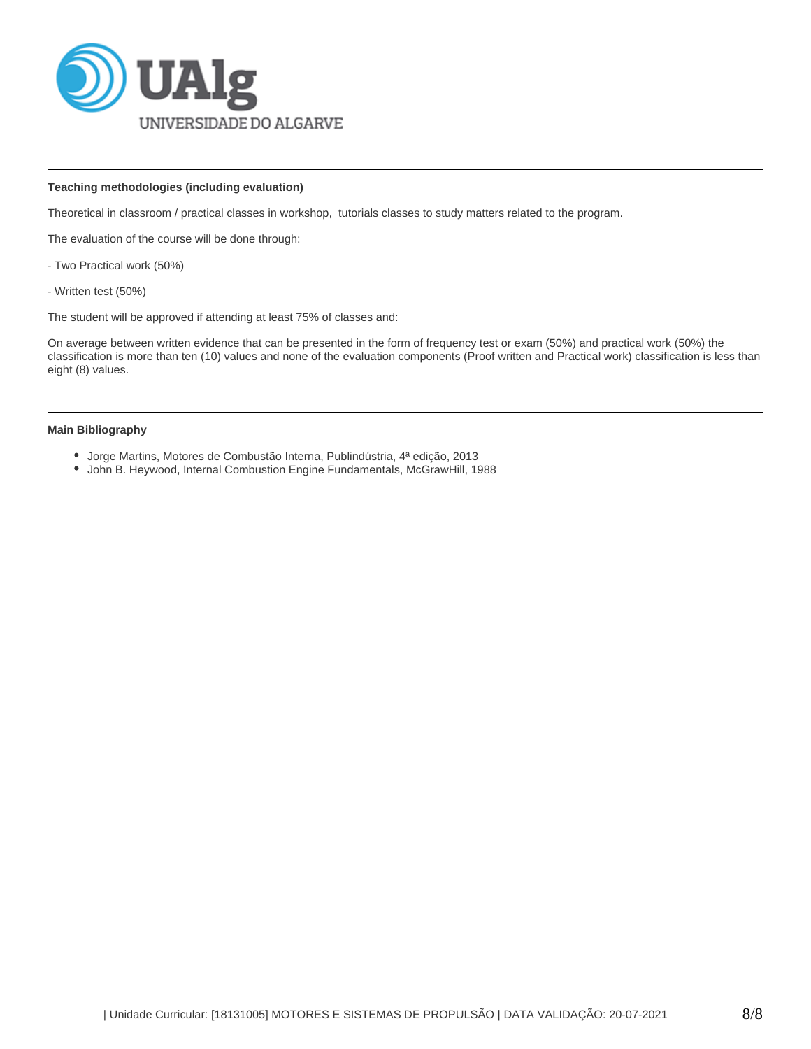### Teaching methodologies (including evaluation)

Theoretical in classroom / practical classes in workshop, tutorials classes to study matters related to the program.

The evaluation of the course will be done through:

- Two Practical work (50%)

- Written test (50%)

The student will be approved if attending at least 75% of classes and:

On average between written evidence that can be presented in the form of frequency test or exam (50%) and practical work (50%) the classification is more than ten (10) values and none of the evaluation components (Proof written and Practical work) classification is less than eight (8) values.

### Main Bibliography

- Jorge Martins, Motores de Combustão Interna, Publindústria, 4ª edição, 2013
- John B. Heywood, Internal Combustion Engine Fundamentals, McGrawHill, 1988